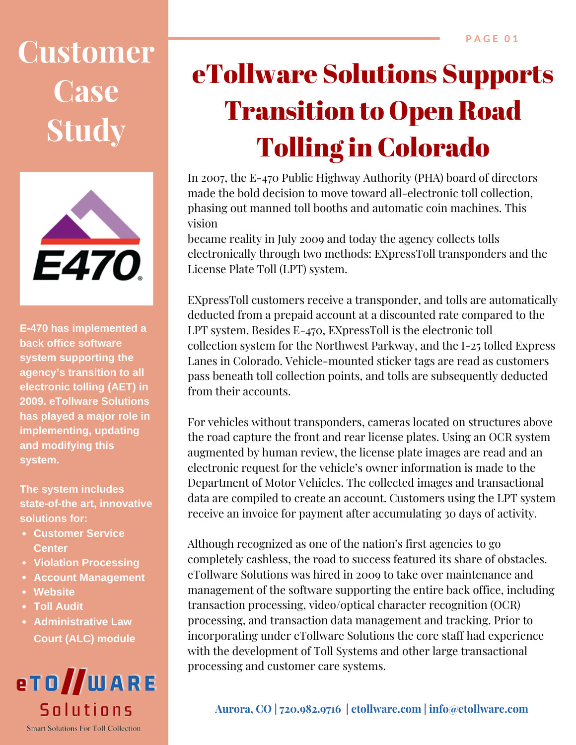# Customer Case Study

**E-470 has implemented a back office software system supporting the agency's transition to all electronic tolling (AET) in 2009. eTollware Solutions has played a major role in implementing, updating and modifying this system.**

**The system includes state-of-the art, innovative solutions for:**

- **Customer Service Center**
- **Violation Processing**
- **Account Management**
- **Website**
- **Toll Audit**
- **Administrative Law Court (ALC) module**

eTOLLWARE Solutions

Smart Solutions For Toll Collection

# eTollware Solutions Supports Transition to Open Road Tolling in Colorado

In 2007, the E-470 Public Highway Authority (PHA) board of directors made the bold decision to move toward all-electronic toll collection, phasing out manned toll booths and automatic coin machines. This vision became reality in July 2009 and today the agency collects tolls electronically through two methods: EXpressToll transponders and the License Plate Toll (LPT) system.

EXpressToll customers receive a transponder, and tolls are automatically deducted from a prepaid account at a discounted rate compared to the LPT system. Besides E-470, EXpressToll is the electronic toll collection system for the Northwest Parkway, and the I-25 tolled Express Lanes in Colorado. Vehicle-mounted sticker tags are read as customers pass beneath toll collection points, and tolls are subsequently deducted from their accounts.

For vehicles without transponders, cameras located on structures above the road capture the front and rear license plates. Using an OCR system augmented by human review, the license plate images are read and an electronic request for the vehicle's owner information is made to the Department of Motor Vehicles. The collected images and transactional data are compiled to create an account. Customers using the LPT system receive an invoice for payment after accumulating 30 days of activity.

Although recognized as one of the nation's first agencies to go completely cashless, the road to success featured its share of obstacles. eTollware Solutions was hired in 2009 to take over maintenance and management of the software supporting the entire back office, including transaction processing, video/optical character recognition (OCR) processing, and transaction data management and tracking. Prior to incorporating under eTollware Solutions the core staff had experience with the development of Toll Systems and other large transactional processing and customer care systems.

Aurora, CO | 720.982.9716 | etollware.com | info@etollware.com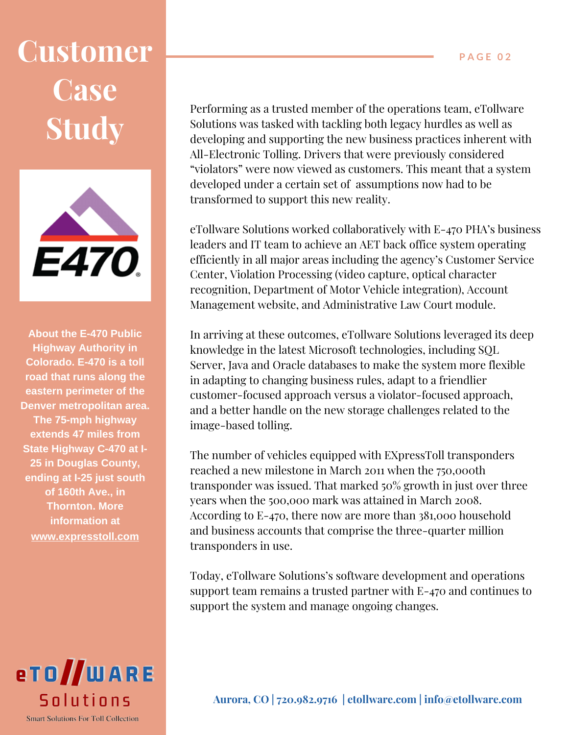# Customer Case Study

**About the E-470 Public Highway Authority in Colorado. E-470 is a toll road that runs along the eastern perimeter of the Denver metropolitan area. The 75-mph highway extends 47 miles from State Highway C-470 at I-25 in Douglas County, ending at I-25 just south of 160th Ave., in Thornton. More information at www.expresstoll.com**

Performing as a trusted member of the operations team, eTollware Solutions was tasked with tackling both legacy hurdles as well as developing and supporting the new business practices inherent with All-Electronic Tolling. Drivers that were previously considered "violators" were now viewed as customers. This meant that a system developed under a certain set of assumptions now had to be transformed to support this new reality.

eTollware Solutions worked collaboratively with E-470 PHA's business leaders and IT team to achieve an AET back office system operating efficiently in all major areas including the agency's Customer Service Center, Violation Processing (video capture, optical character recognition, Department of Motor Vehicle integration), Account Management website, and Administrative Law Court module.

In arriving at these outcomes, eTollware Solutions leveraged its deep knowledge in the latest Microsoft technologies, including SQL Server, Java and Oracle databases to make the system more flexible in adapting to changing business rules, adapt to a friendlier customer-focused approach versus a violator-focused approach, and a better handle on the new storage challenges related to the image-based tolling.

The number of vehicles equipped with EXpressToll transponders reached a new milestone in March 2011 when the 750,000th transponder was issued. That marked 50% growth in just over three years when the 500,000 mark was attained in March 2008. According to E-470, there now are more than 381,000 household and business accounts that comprise the three-quarter million transponders in use.

Today, eTollware Solutions's software development and operations support team remains a trusted partner with E-470 and continues to support the system and manage ongoing changes.

eTOLLWARE Solutions

Smart Solutions For Toll Collection

Aurora, CO | 720.982.9716 | etollware.com | info@etollware.com